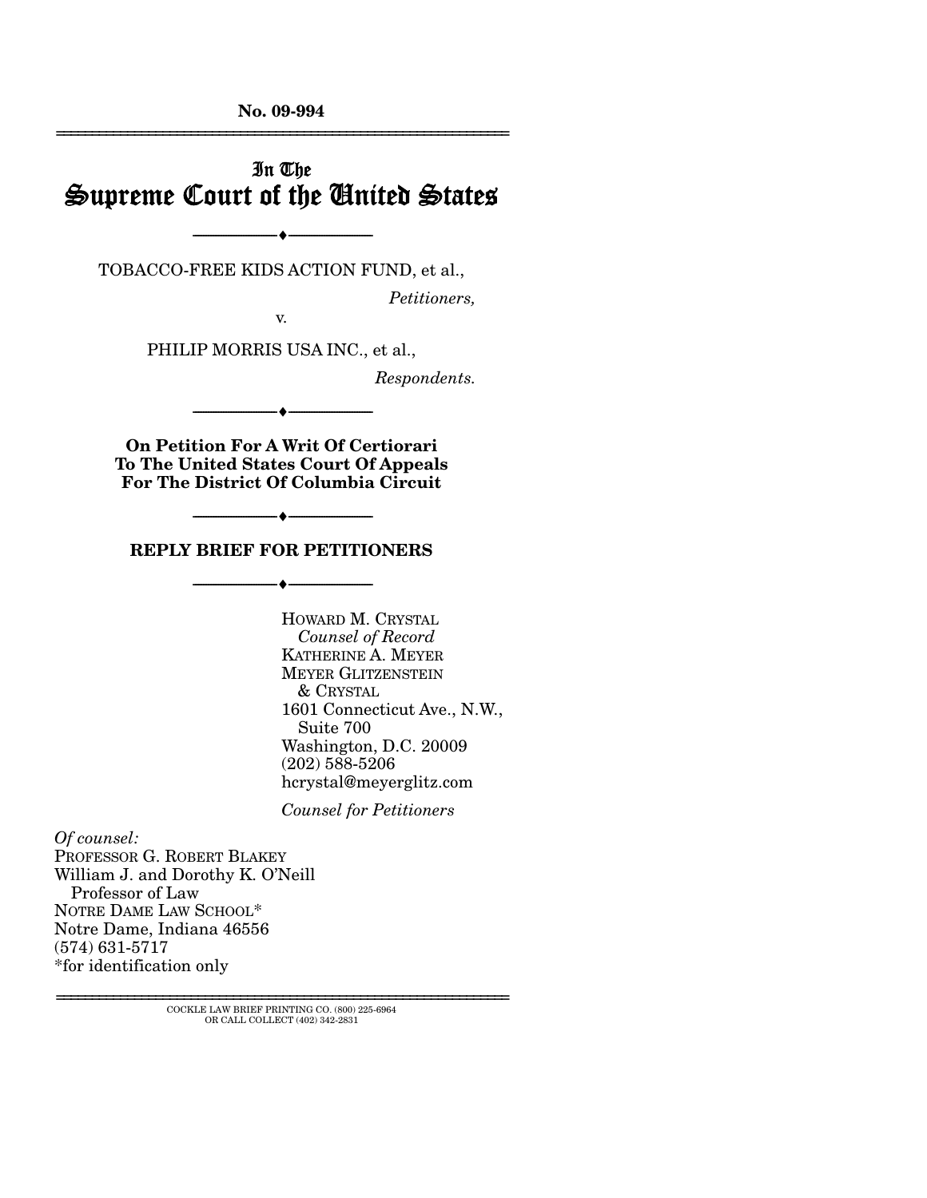**No. 09-994**

---

# In The Supreme Court of the United States

---

TOBACCO-FREE KIDS ACTION FUND, et al.,

*Petitioners,*

v.

PHILIP MORRIS USA INC., et al.,

*Respondents.*

---

**On Petition For A Writ Of Certiorari To The United States Court Of Appeals For The District Of Columbia Circuit**

---

## REPLY BRIEF FOR PETITIONERS

---

HOWARD M. CRYSTAL
*Counsel of Record*
KATHERINE A. MEYER
MEYER GLITZENSTEIN & CRYSTAL
1601 Connecticut Ave., N.W., Suite 700
Washington, D.C. 20009
(202) 588-5206
hcrystal@meyerglitz.com

*Counsel for Petitioners*

*Of counsel:*
PROFESSOR G. ROBERT BLAKEY
William J. and Dorothy K. O'Neill Professor of Law
NOTRE DAME LAW SCHOOL*
Notre Dame, Indiana 46556
(574) 631-5717
*for identification only

---

COCKLE LAW BRIEF PRINTING CO. (800) 225-6964
OR CALL COLLECT (402) 342-2831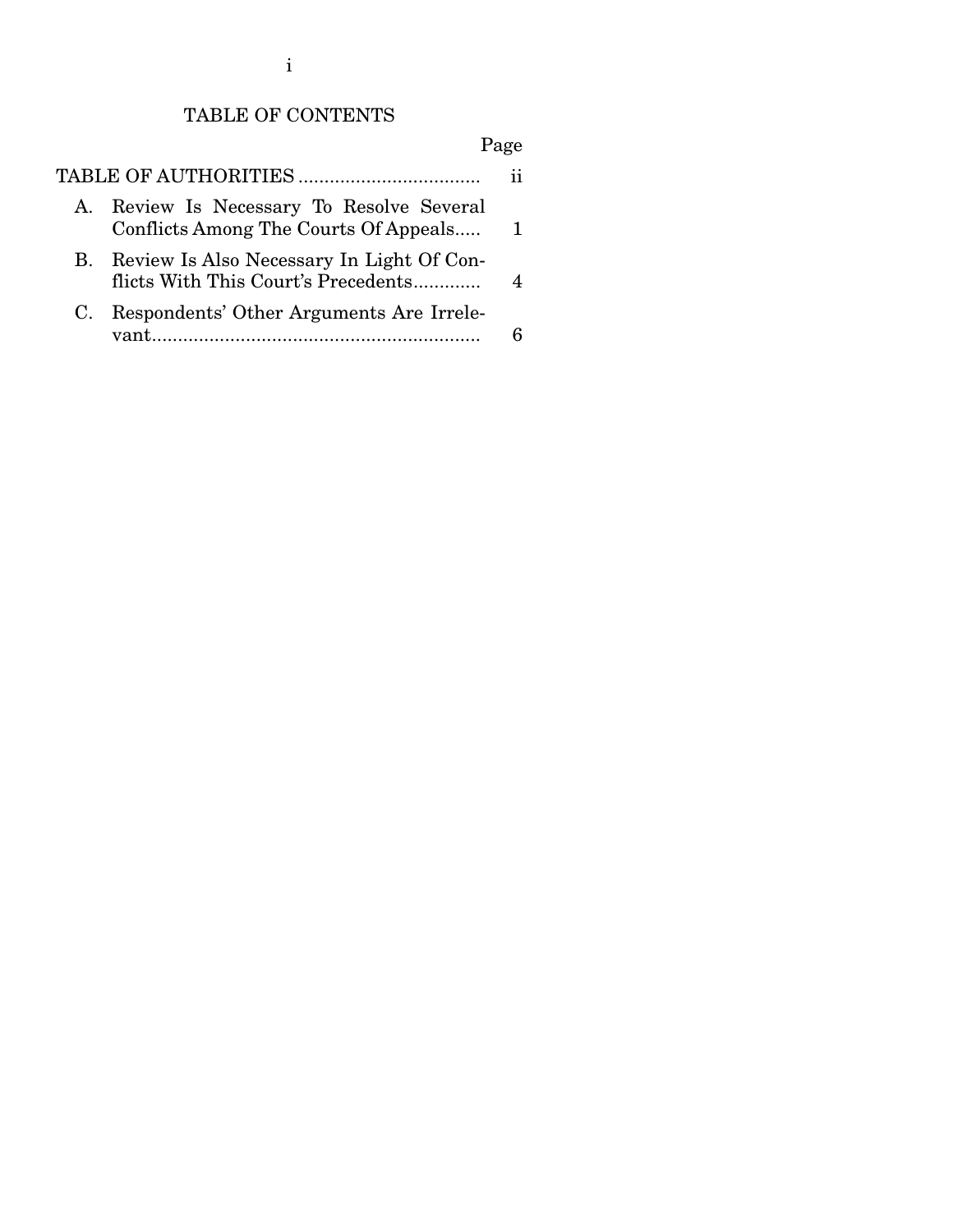# TABLE OF CONTENTS

| | Page |
|---|---|
| TABLE OF AUTHORITIES | ii |
| A. Review Is Necessary To Resolve Several Conflicts Among The Courts Of Appeals | 1 |
| B. Review Is Also Necessary In Light Of Conflicts With This Court's Precedents | 4 |
| C. Respondents' Other Arguments Are Irrelevant | 6 |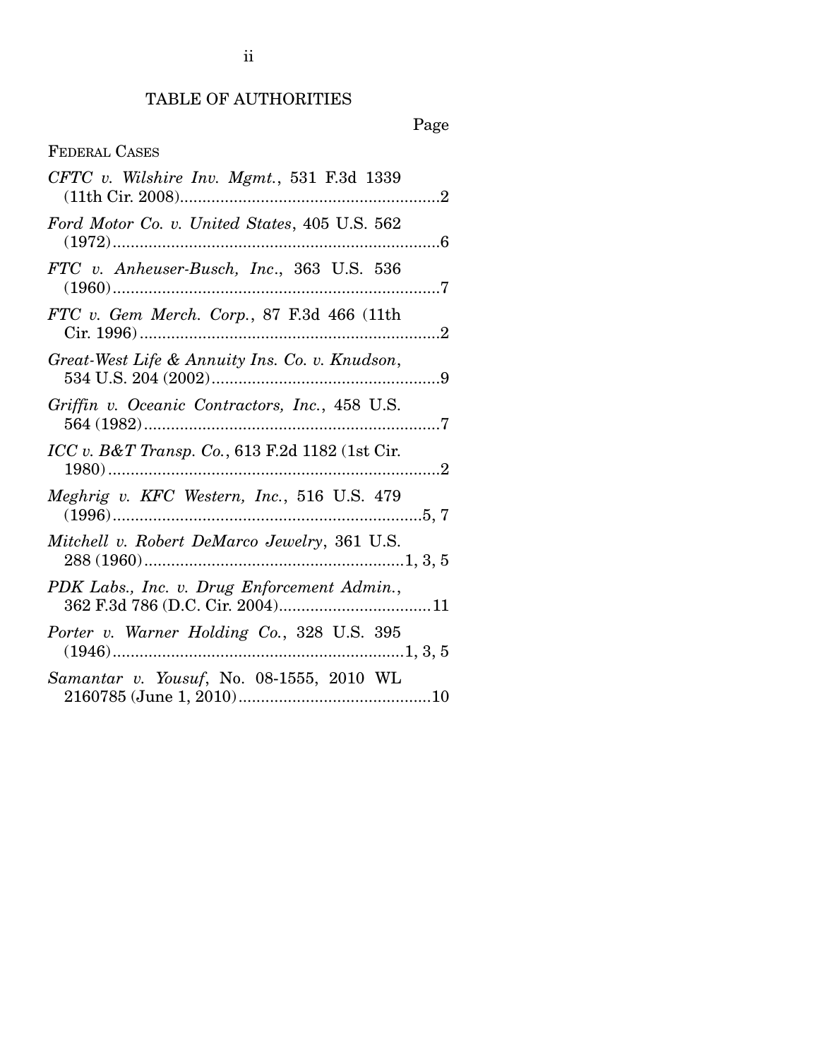# TABLE OF AUTHORITIES

Page

FEDERAL CASES

*CFTC v. Wilshire Inv. Mgmt.*, 531 F.3d 1339 (11th Cir. 2008) .......... 2

*Ford Motor Co. v. United States*, 405 U.S. 562 (1972) .......... 6

*FTC v. Anheuser-Busch, Inc.*, 363 U.S. 536 (1960) .......... 7

*FTC v. Gem Merch. Corp.*, 87 F.3d 466 (11th Cir. 1996) .......... 2

*Great-West Life & Annuity Ins. Co. v. Knudson*, 534 U.S. 204 (2002) .......... 9

*Griffin v. Oceanic Contractors, Inc.*, 458 U.S. 564 (1982) .......... 7

*ICC v. B&T Transp. Co.*, 613 F.2d 1182 (1st Cir. 1980) .......... 2

*Meghrig v. KFC Western, Inc.*, 516 U.S. 479 (1996) .......... 5, 7

*Mitchell v. Robert DeMarco Jewelry*, 361 U.S. 288 (1960) .......... 1, 3, 5

*PDK Labs., Inc. v. Drug Enforcement Admin.*, 362 F.3d 786 (D.C. Cir. 2004) .......... 11

*Porter v. Warner Holding Co.*, 328 U.S. 395 (1946) .......... 1, 3, 5

*Samantar v. Yousuf*, No. 08-1555, 2010 WL 2160785 (June 1, 2010) .......... 10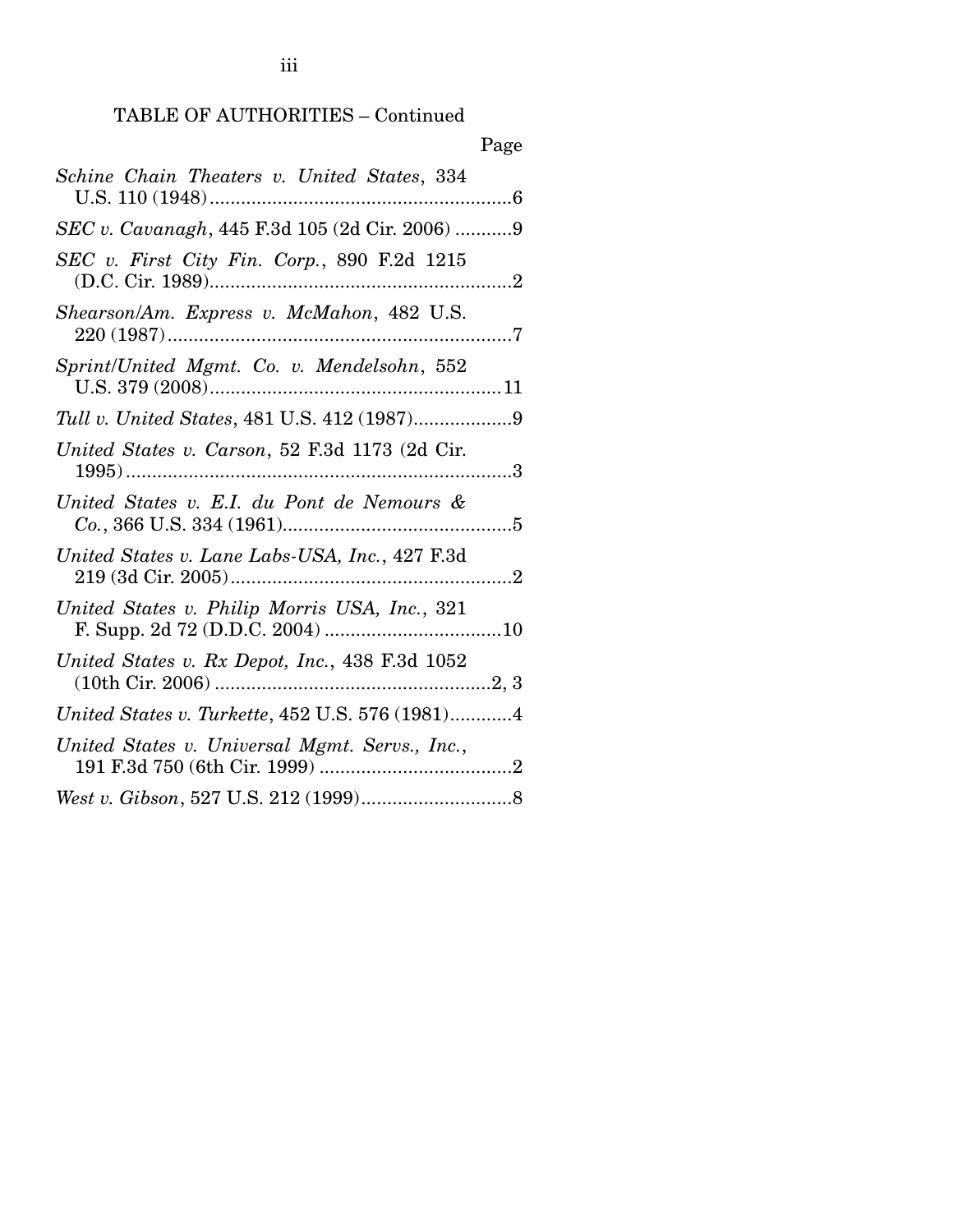TABLE OF AUTHORITIES – Continued

Page

*Schine Chain Theaters v. United States*, 334 U.S. 110 (1948) ....................................................... 6

*SEC v. Cavanagh*, 445 F.3d 105 (2d Cir. 2006) ........... 9

*SEC v. First City Fin. Corp.*, 890 F.2d 1215 (D.C. Cir. 1989) ....................................................... 2

*Shearson/Am. Express v. McMahon*, 482 U.S. 220 (1987) ............................................................... 7

*Sprint/United Mgmt. Co. v. Mendelsohn*, 552 U.S. 379 (2008) ..................................................... 11

*Tull v. United States*, 481 U.S. 412 (1987) .................. 9

*United States v. Carson*, 52 F.3d 1173 (2d Cir. 1995) ..................................................................... 3

*United States v. E.I. du Pont de Nemours & Co.*, 366 U.S. 334 (1961) ........................................... 5

*United States v. Lane Labs-USA, Inc.*, 427 F.3d 219 (3d Cir. 2005) .................................................. 2

*United States v. Philip Morris USA, Inc.*, 321 F. Supp. 2d 72 (D.D.C. 2004) .................................. 10

*United States v. Rx Depot, Inc.*, 438 F.3d 1052 (10th Cir. 2006) ................................................ 2, 3

*United States v. Turkette*, 452 U.S. 576 (1981) ............ 4

*United States v. Universal Mgmt. Servs., Inc.*, 191 F.3d 750 (6th Cir. 1999) ..................................... 2

*West v. Gibson*, 527 U.S. 212 (1999) ............................. 8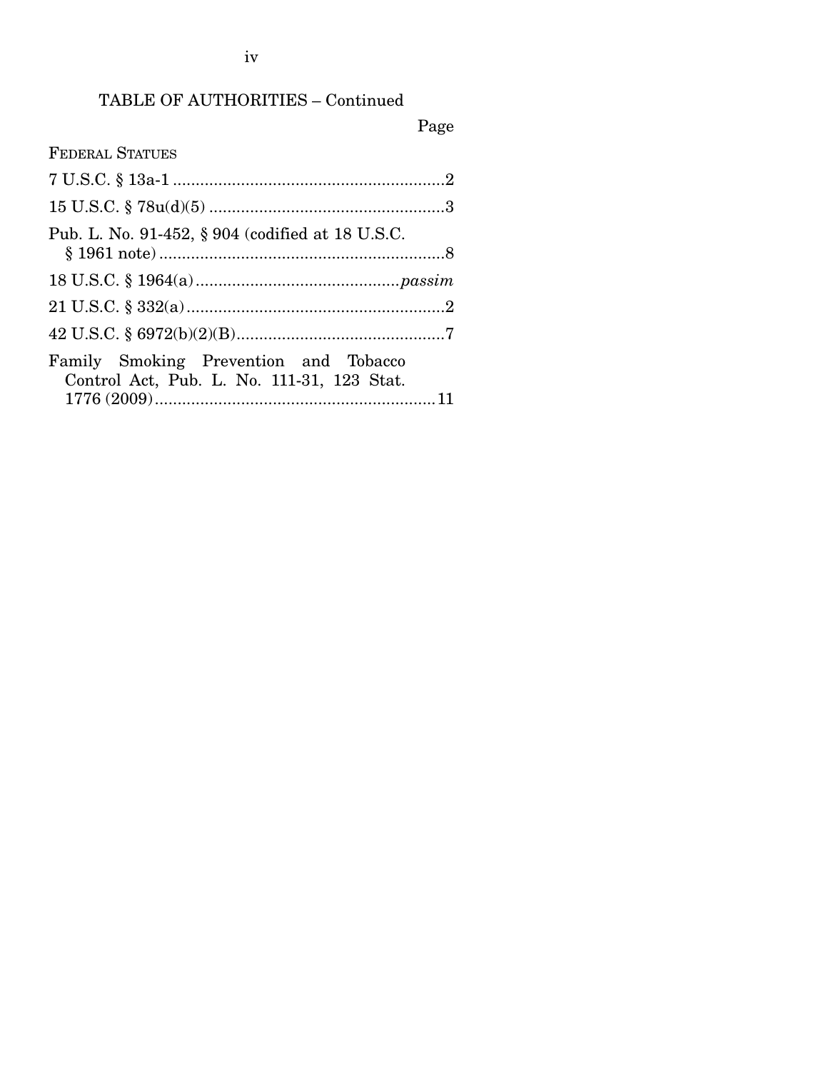TABLE OF AUTHORITIES – Continued

Page

FEDERAL STATUES

7 U.S.C. § 13a-1 ............................................................2

15 U.S.C. § 78u(d)(5) ....................................................3

Pub. L. No. 91-452, § 904 (codified at 18 U.S.C. § 1961 note) ...............................................................8

18 U.S.C. § 1964(a) ............................................*passim*

21 U.S.C. § 332(a) .........................................................2

42 U.S.C. § 6972(b)(2)(B)..............................................7

Family Smoking Prevention and Tobacco Control Act, Pub. L. No. 111-31, 123 Stat. 1776 (2009)..............................................................11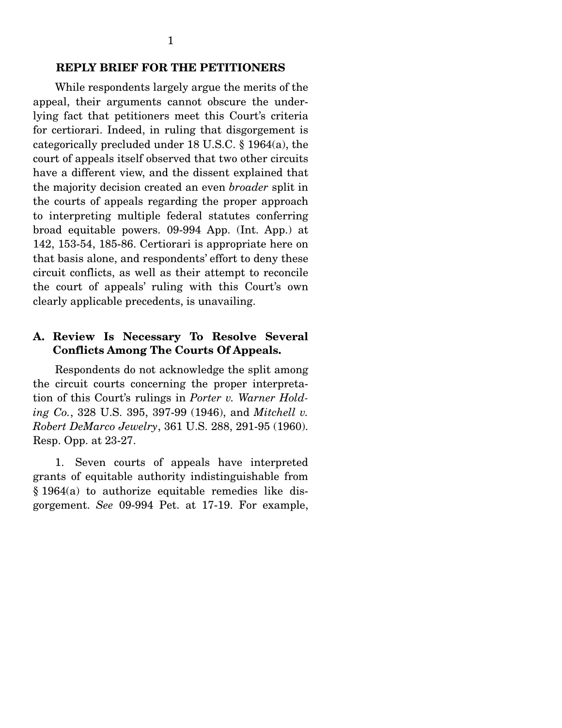## REPLY BRIEF FOR THE PETITIONERS

While respondents largely argue the merits of the appeal, their arguments cannot obscure the underlying fact that petitioners meet this Court's criteria for certiorari. Indeed, in ruling that disgorgement is categorically precluded under 18 U.S.C. § 1964(a), the court of appeals itself observed that two other circuits have a different view, and the dissent explained that the majority decision created an even *broader* split in the courts of appeals regarding the proper approach to interpreting multiple federal statutes conferring broad equitable powers. 09-994 App. (Int. App.) at 142, 153-54, 185-86. Certiorari is appropriate here on that basis alone, and respondents' effort to deny these circuit conflicts, as well as their attempt to reconcile the court of appeals' ruling with this Court's own clearly applicable precedents, is unavailing.

### A. Review Is Necessary To Resolve Several Conflicts Among The Courts Of Appeals.

Respondents do not acknowledge the split among the circuit courts concerning the proper interpretation of this Court's rulings in *Porter v. Warner Holding Co.*, 328 U.S. 395, 397-99 (1946), and *Mitchell v. Robert DeMarco Jewelry*, 361 U.S. 288, 291-95 (1960). Resp. Opp. at 23-27.

1. Seven courts of appeals have interpreted grants of equitable authority indistinguishable from § 1964(a) to authorize equitable remedies like disgorgement. *See* 09-994 Pet. at 17-19. For example,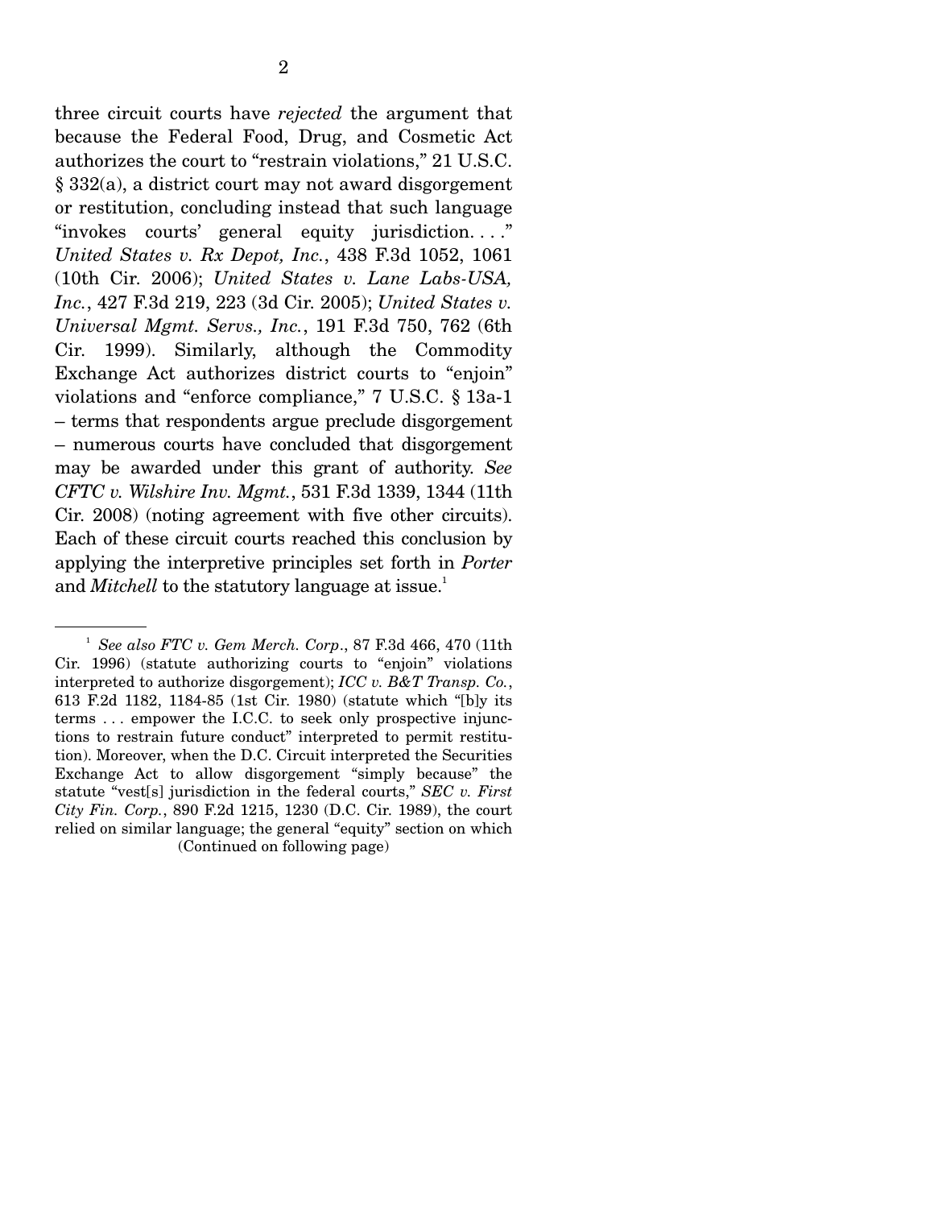three circuit courts have *rejected* the argument that because the Federal Food, Drug, and Cosmetic Act authorizes the court to "restrain violations," 21 U.S.C. § 332(a), a district court may not award disgorgement or restitution, concluding instead that such language "invokes courts' general equity jurisdiction. . . ." *United States v. Rx Depot, Inc.*, 438 F.3d 1052, 1061 (10th Cir. 2006); *United States v. Lane Labs-USA, Inc.*, 427 F.3d 219, 223 (3d Cir. 2005); *United States v. Universal Mgmt. Servs., Inc.*, 191 F.3d 750, 762 (6th Cir. 1999). Similarly, although the Commodity Exchange Act authorizes district courts to "enjoin" violations and "enforce compliance," 7 U.S.C. § 13a-1 – terms that respondents argue preclude disgorgement – numerous courts have concluded that disgorgement may be awarded under this grant of authority. *See CFTC v. Wilshire Inv. Mgmt.*, 531 F.3d 1339, 1344 (11th Cir. 2008) (noting agreement with five other circuits). Each of these circuit courts reached this conclusion by applying the interpretive principles set forth in *Porter* and *Mitchell* to the statutory language at issue.[1]

---

[1] *See also FTC v. Gem Merch. Corp*., 87 F.3d 466, 470 (11th Cir. 1996) (statute authorizing courts to "enjoin" violations interpreted to authorize disgorgement); *ICC v. B&T Transp. Co.*, 613 F.2d 1182, 1184-85 (1st Cir. 1980) (statute which "[b]y its terms . . . empower the I.C.C. to seek only prospective injunctions to restrain future conduct" interpreted to permit restitution). Moreover, when the D.C. Circuit interpreted the Securities Exchange Act to allow disgorgement "simply because" the statute "vest[s] jurisdiction in the federal courts," *SEC v. First City Fin. Corp.*, 890 F.2d 1215, 1230 (D.C. Cir. 1989), the court relied on similar language; the general "equity" section on which

(Continued on following page)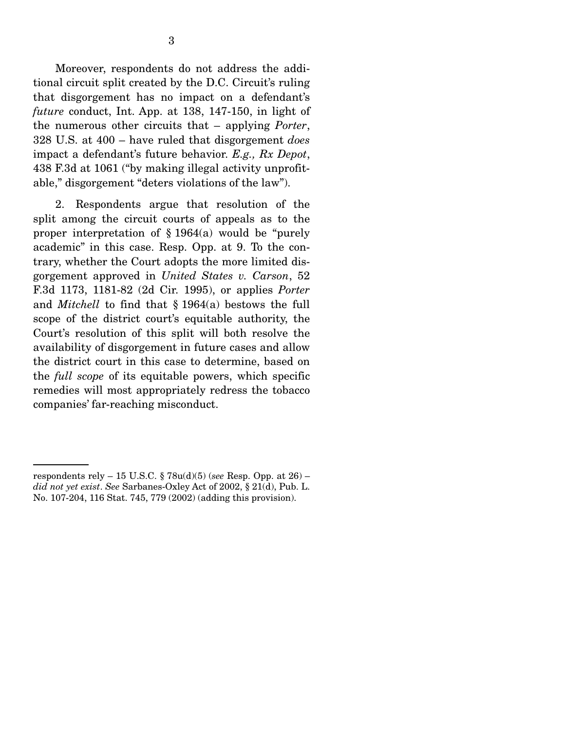Moreover, respondents do not address the additional circuit split created by the D.C. Circuit's ruling that disgorgement has no impact on a defendant's *future* conduct, Int. App. at 138, 147-150, in light of the numerous other circuits that – applying *Porter*, 328 U.S. at 400 – have ruled that disgorgement *does* impact a defendant's future behavior. *E.g., Rx Depot*, 438 F.3d at 1061 ("by making illegal activity unprofitable," disgorgement "deters violations of the law").

2. Respondents argue that resolution of the split among the circuit courts of appeals as to the proper interpretation of § 1964(a) would be "purely academic" in this case. Resp. Opp. at 9. To the contrary, whether the Court adopts the more limited disgorgement approved in *United States v. Carson*, 52 F.3d 1173, 1181-82 (2d Cir. 1995), or applies *Porter* and *Mitchell* to find that § 1964(a) bestows the full scope of the district court's equitable authority, the Court's resolution of this split will both resolve the availability of disgorgement in future cases and allow the district court in this case to determine, based on the *full scope* of its equitable powers, which specific remedies will most appropriately redress the tobacco companies' far-reaching misconduct.

---

respondents rely – 15 U.S.C. § 78u(d)(5) (*see* Resp. Opp. at 26) – *did not yet exist*. *See* Sarbanes-Oxley Act of 2002, § 21(d), Pub. L. No. 107-204, 116 Stat. 745, 779 (2002) (adding this provision).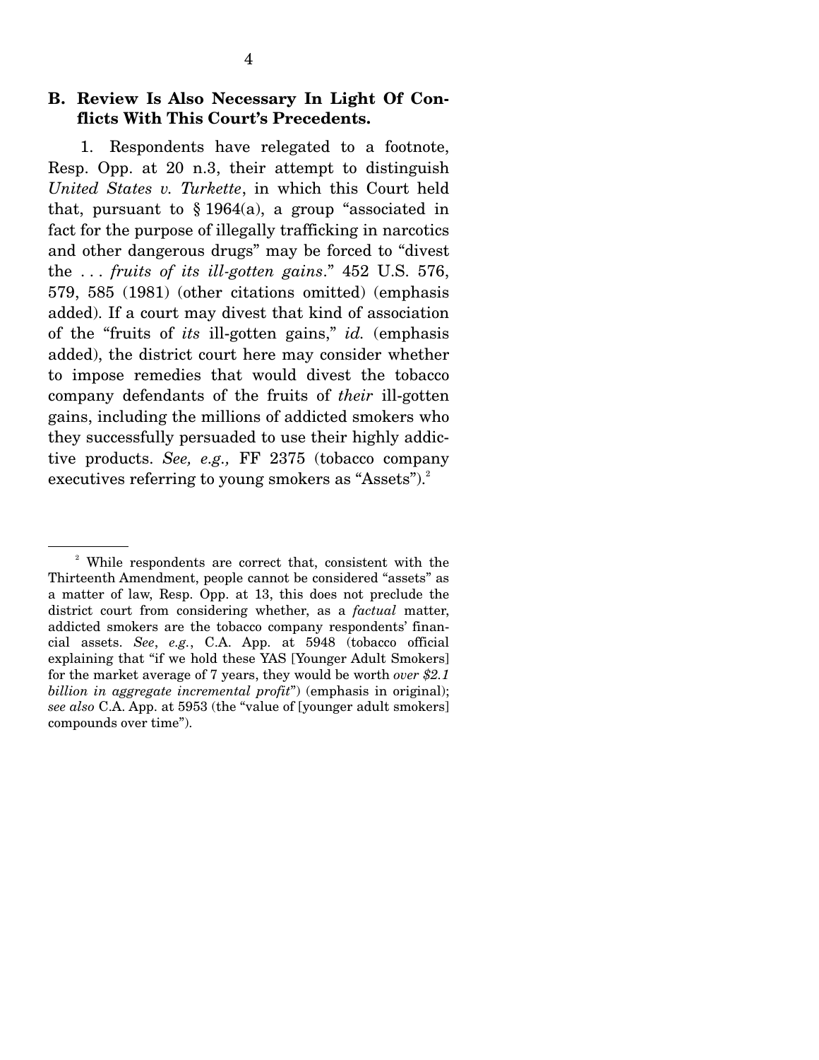### B. Review Is Also Necessary In Light Of Conflicts With This Court's Precedents.

1. Respondents have relegated to a footnote, Resp. Opp. at 20 n.3, their attempt to distinguish *United States v. Turkette*, in which this Court held that, pursuant to § 1964(a), a group "associated in fact for the purpose of illegally trafficking in narcotics and other dangerous drugs" may be forced to "divest the . . . *fruits of its ill-gotten gains*." 452 U.S. 576, 579, 585 (1981) (other citations omitted) (emphasis added). If a court may divest that kind of association of the "fruits of *its* ill-gotten gains," *id.* (emphasis added), the district court here may consider whether to impose remedies that would divest the tobacco company defendants of the fruits of *their* ill-gotten gains, including the millions of addicted smokers who they successfully persuaded to use their highly addictive products. *See, e.g.,* FF 2375 (tobacco company executives referring to young smokers as "Assets").[2]

---

[2] While respondents are correct that, consistent with the Thirteenth Amendment, people cannot be considered "assets" as a matter of law, Resp. Opp. at 13, this does not preclude the district court from considering whether, as a *factual* matter, addicted smokers are the tobacco company respondents' financial assets. *See*, *e.g.*, C.A. App. at 5948 (tobacco official explaining that "if we hold these YAS [Younger Adult Smokers] for the market average of 7 years, they would be worth *over $2.1 billion in aggregate incremental profit*") (emphasis in original); *see also* C.A. App. at 5953 (the "value of [younger adult smokers] compounds over time").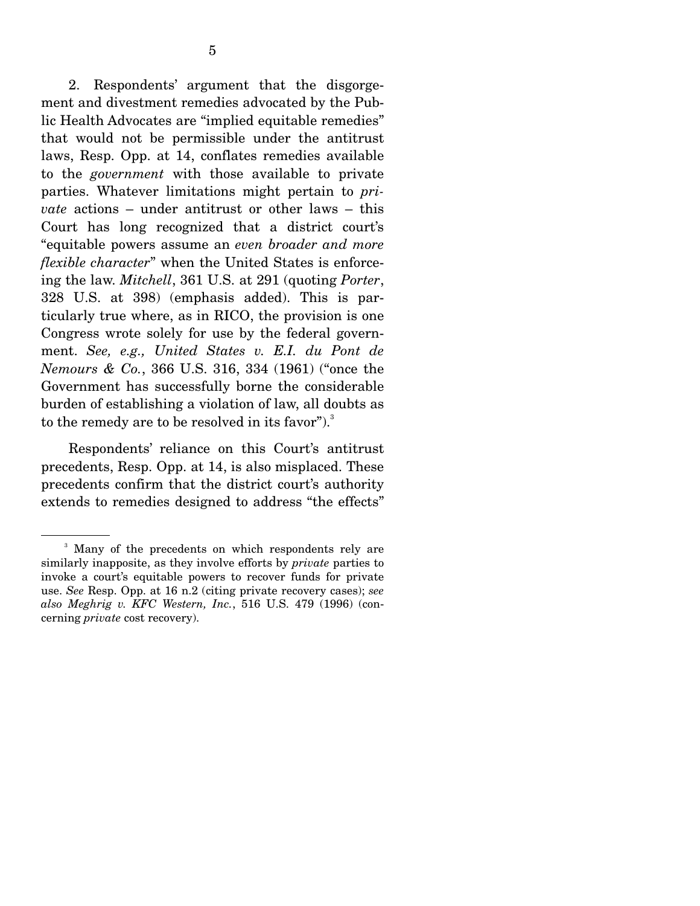2. Respondents' argument that the disgorgement and divestment remedies advocated by the Public Health Advocates are "implied equitable remedies" that would not be permissible under the antitrust laws, Resp. Opp. at 14, conflates remedies available to the *government* with those available to private parties. Whatever limitations might pertain to *private* actions – under antitrust or other laws – this Court has long recognized that a district court's "equitable powers assume an *even broader and more flexible character*" when the United States is enforceing the law. *Mitchell*, 361 U.S. at 291 (quoting *Porter*, 328 U.S. at 398) (emphasis added). This is particularly true where, as in RICO, the provision is one Congress wrote solely for use by the federal government. *See, e.g., United States v. E.I. du Pont de Nemours & Co.*, 366 U.S. 316, 334 (1961) ("once the Government has successfully borne the considerable burden of establishing a violation of law, all doubts as to the remedy are to be resolved in its favor").[3]

Respondents' reliance on this Court's antitrust precedents, Resp. Opp. at 14, is also misplaced. These precedents confirm that the district court's authority extends to remedies designed to address "the effects"

[3] Many of the precedents on which respondents rely are similarly inapposite, as they involve efforts by *private* parties to invoke a court's equitable powers to recover funds for private use. *See* Resp. Opp. at 16 n.2 (citing private recovery cases); *see also Meghrig v. KFC Western, Inc.*, 516 U.S. 479 (1996) (concerning *private* cost recovery).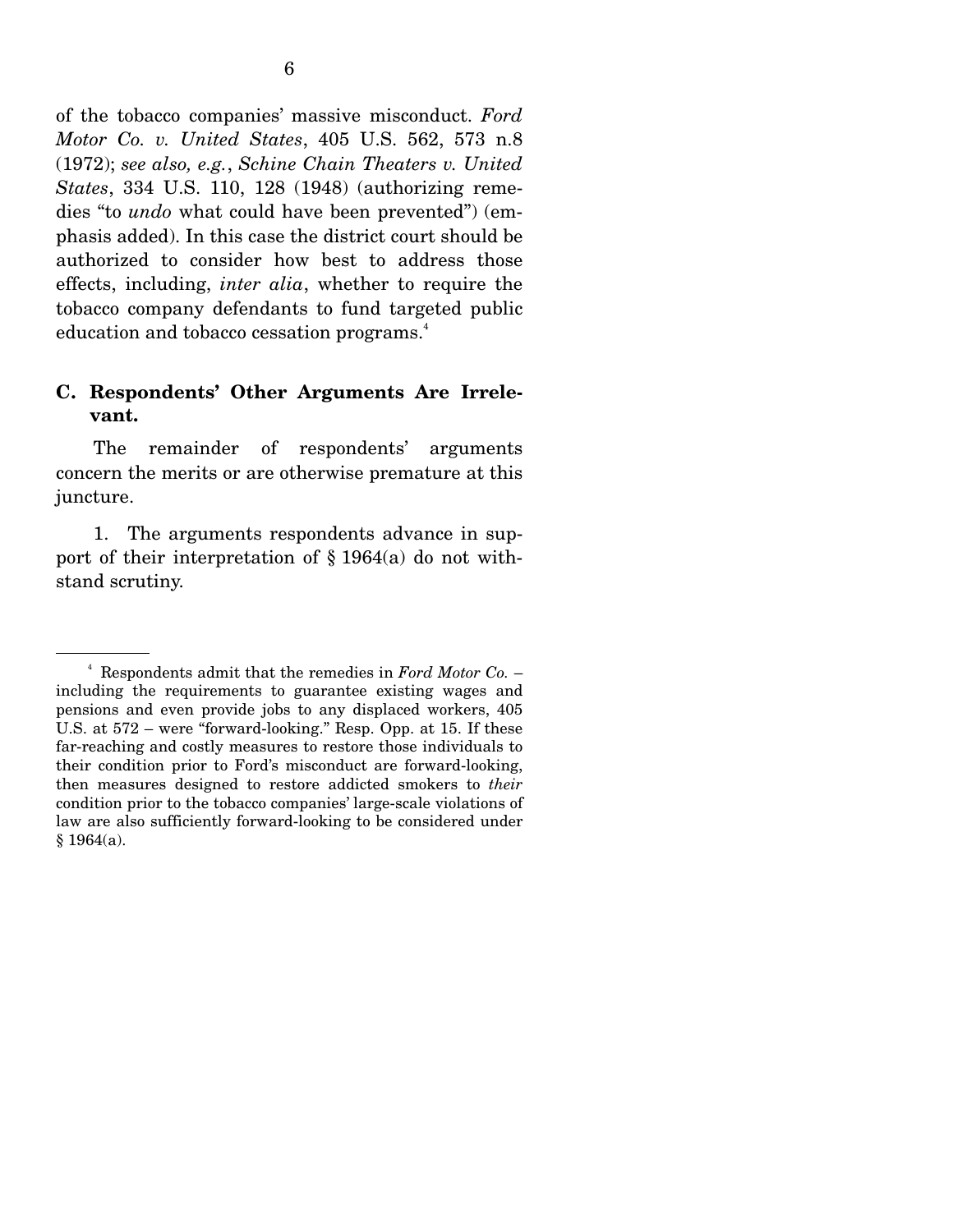of the tobacco companies' massive misconduct. *Ford Motor Co. v. United States*, 405 U.S. 562, 573 n.8 (1972); *see also, e.g.*, *Schine Chain Theaters v. United States*, 334 U.S. 110, 128 (1948) (authorizing remedies "to *undo* what could have been prevented") (emphasis added). In this case the district court should be authorized to consider how best to address those effects, including, *inter alia*, whether to require the tobacco company defendants to fund targeted public education and tobacco cessation programs.[4]

### C. Respondents' Other Arguments Are Irrelevant.

The remainder of respondents' arguments concern the merits or are otherwise premature at this juncture.

1. The arguments respondents advance in support of their interpretation of § 1964(a) do not withstand scrutiny.

---

[4] Respondents admit that the remedies in *Ford Motor Co.* – including the requirements to guarantee existing wages and pensions and even provide jobs to any displaced workers, 405 U.S. at 572 – were "forward-looking." Resp. Opp. at 15. If these far-reaching and costly measures to restore those individuals to their condition prior to Ford's misconduct are forward-looking, then measures designed to restore addicted smokers to *their* condition prior to the tobacco companies' large-scale violations of law are also sufficiently forward-looking to be considered under § 1964(a).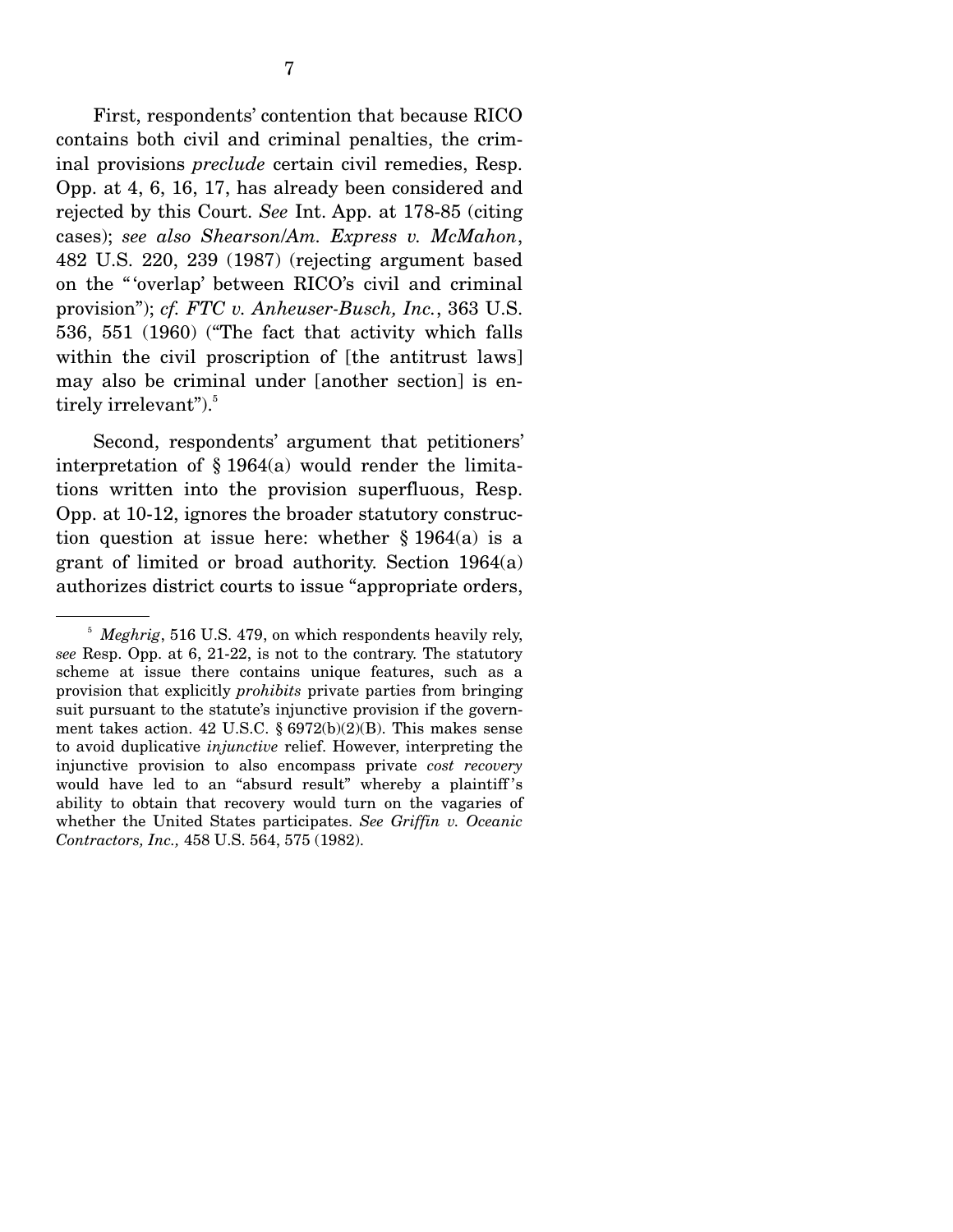First, respondents' contention that because RICO contains both civil and criminal penalties, the criminal provisions *preclude* certain civil remedies, Resp. Opp. at 4, 6, 16, 17, has already been considered and rejected by this Court. *See* Int. App. at 178-85 (citing cases); *see also Shearson/Am. Express v. McMahon*, 482 U.S. 220, 239 (1987) (rejecting argument based on the "'overlap' between RICO's civil and criminal provision"); *cf. FTC v. Anheuser-Busch, Inc.*, 363 U.S. 536, 551 (1960) ("The fact that activity which falls within the civil proscription of [the antitrust laws] may also be criminal under [another section] is entirely irrelevant").[5]

Second, respondents' argument that petitioners' interpretation of § 1964(a) would render the limitations written into the provision superfluous, Resp. Opp. at 10-12, ignores the broader statutory construction question at issue here: whether § 1964(a) is a grant of limited or broad authority. Section 1964(a) authorizes district courts to issue "appropriate orders,

---

[5] *Meghrig*, 516 U.S. 479, on which respondents heavily rely, *see* Resp. Opp. at 6, 21-22, is not to the contrary. The statutory scheme at issue there contains unique features, such as a provision that explicitly *prohibits* private parties from bringing suit pursuant to the statute's injunctive provision if the government takes action. 42 U.S.C. § 6972(b)(2)(B). This makes sense to avoid duplicative *injunctive* relief. However, interpreting the injunctive provision to also encompass private *cost recovery* would have led to an "absurd result" whereby a plaintiff's ability to obtain that recovery would turn on the vagaries of whether the United States participates. *See Griffin v. Oceanic Contractors, Inc.,* 458 U.S. 564, 575 (1982).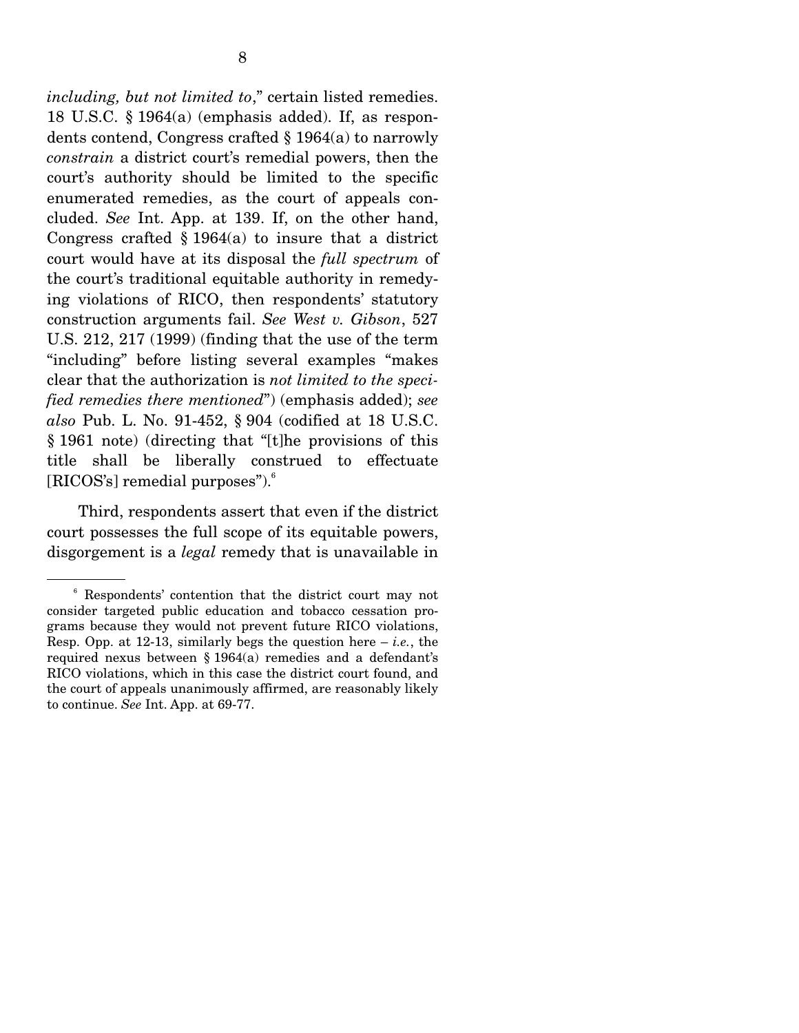*including, but not limited to*," certain listed remedies. 18 U.S.C. § 1964(a) (emphasis added). If, as respondents contend, Congress crafted § 1964(a) to narrowly *constrain* a district court's remedial powers, then the court's authority should be limited to the specific enumerated remedies, as the court of appeals concluded. *See* Int. App. at 139. If, on the other hand, Congress crafted § 1964(a) to insure that a district court would have at its disposal the *full spectrum* of the court's traditional equitable authority in remedying violations of RICO, then respondents' statutory construction arguments fail. *See West v. Gibson*, 527 U.S. 212, 217 (1999) (finding that the use of the term "including" before listing several examples "makes clear that the authorization is *not limited to the specified remedies there mentioned*") (emphasis added); *see also* Pub. L. No. 91-452, § 904 (codified at 18 U.S.C. § 1961 note) (directing that "[t]he provisions of this title shall be liberally construed to effectuate [RICOS's] remedial purposes").[6]

Third, respondents assert that even if the district court possesses the full scope of its equitable powers, disgorgement is a *legal* remedy that is unavailable in

---

[6] Respondents' contention that the district court may not consider targeted public education and tobacco cessation programs because they would not prevent future RICO violations, Resp. Opp. at 12-13, similarly begs the question here – *i.e.*, the required nexus between § 1964(a) remedies and a defendant's RICO violations, which in this case the district court found, and the court of appeals unanimously affirmed, are reasonably likely to continue. *See* Int. App. at 69-77.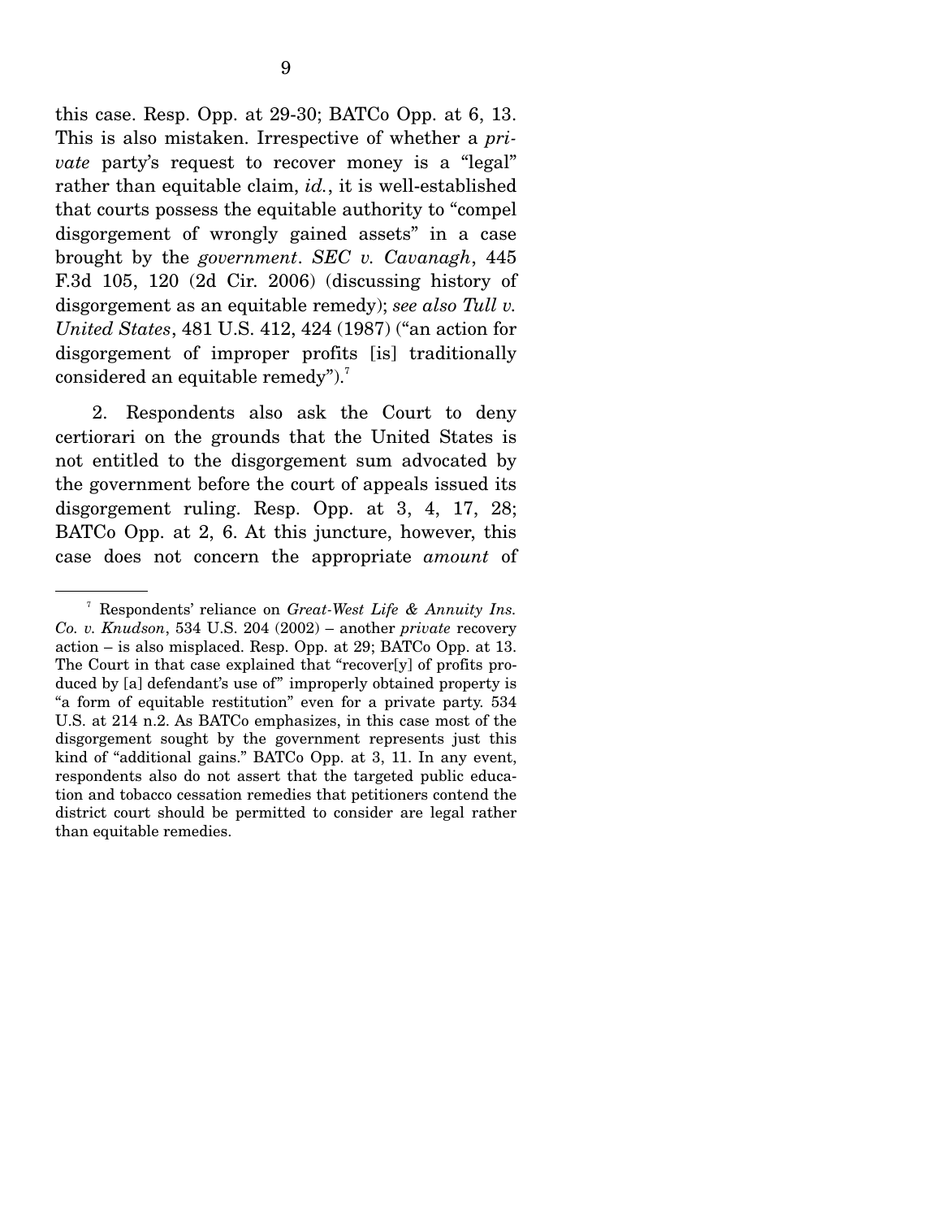this case. Resp. Opp. at 29-30; BATCo Opp. at 6, 13. This is also mistaken. Irrespective of whether a *private* party's request to recover money is a "legal" rather than equitable claim, *id.*, it is well-established that courts possess the equitable authority to "compel disgorgement of wrongly gained assets" in a case brought by the *government*. *SEC v. Cavanagh*, 445 F.3d 105, 120 (2d Cir. 2006) (discussing history of disgorgement as an equitable remedy); *see also Tull v. United States*, 481 U.S. 412, 424 (1987) ("an action for disgorgement of improper profits [is] traditionally considered an equitable remedy").[7]

2. Respondents also ask the Court to deny certiorari on the grounds that the United States is not entitled to the disgorgement sum advocated by the government before the court of appeals issued its disgorgement ruling. Resp. Opp. at 3, 4, 17, 28; BATCo Opp. at 2, 6. At this juncture, however, this case does not concern the appropriate *amount* of

---

[7] Respondents' reliance on *Great-West Life & Annuity Ins. Co. v. Knudson*, 534 U.S. 204 (2002) – another *private* recovery action – is also misplaced. Resp. Opp. at 29; BATCo Opp. at 13. The Court in that case explained that "recover[y] of profits produced by [a] defendant's use of" improperly obtained property is "a form of equitable restitution" even for a private party. 534 U.S. at 214 n.2. As BATCo emphasizes, in this case most of the disgorgement sought by the government represents just this kind of "additional gains." BATCo Opp. at 3, 11. In any event, respondents also do not assert that the targeted public education and tobacco cessation remedies that petitioners contend the district court should be permitted to consider are legal rather than equitable remedies.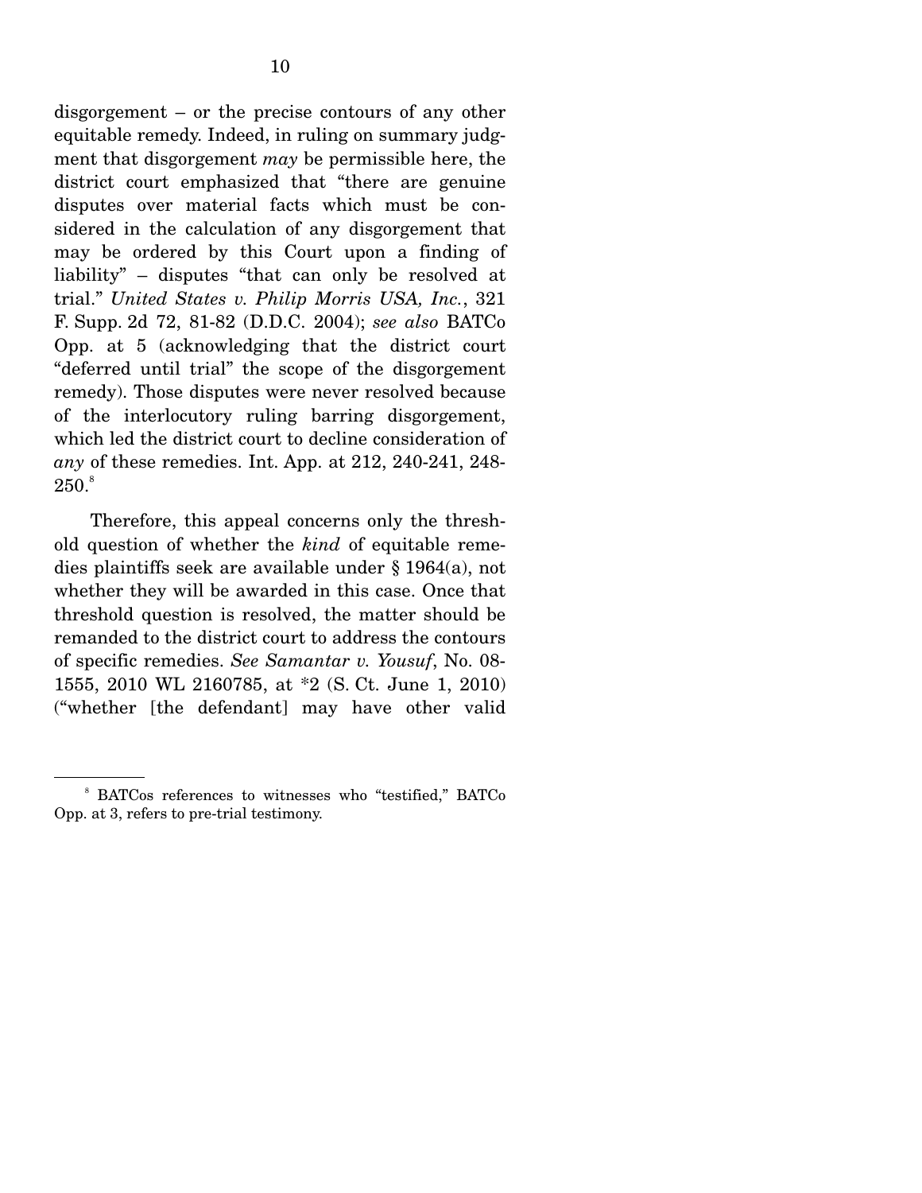disgorgement – or the precise contours of any other equitable remedy. Indeed, in ruling on summary judgment that disgorgement *may* be permissible here, the district court emphasized that "there are genuine disputes over material facts which must be considered in the calculation of any disgorgement that may be ordered by this Court upon a finding of liability" – disputes "that can only be resolved at trial." *United States v. Philip Morris USA, Inc.*, 321 F. Supp. 2d 72, 81-82 (D.D.C. 2004); *see also* BATCo Opp. at 5 (acknowledging that the district court "deferred until trial" the scope of the disgorgement remedy). Those disputes were never resolved because of the interlocutory ruling barring disgorgement, which led the district court to decline consideration of *any* of these remedies. Int. App. at 212, 240-241, 248-250.[8]

Therefore, this appeal concerns only the threshold question of whether the *kind* of equitable remedies plaintiffs seek are available under § 1964(a), not whether they will be awarded in this case. Once that threshold question is resolved, the matter should be remanded to the district court to address the contours of specific remedies. *See Samantar v. Yousuf*, No. 08-1555, 2010 WL 2160785, at *2 (S. Ct. June 1, 2010) ("whether [the defendant] may have other valid

---

[8] BATCos references to witnesses who "testified," BATCo Opp. at 3, refers to pre-trial testimony.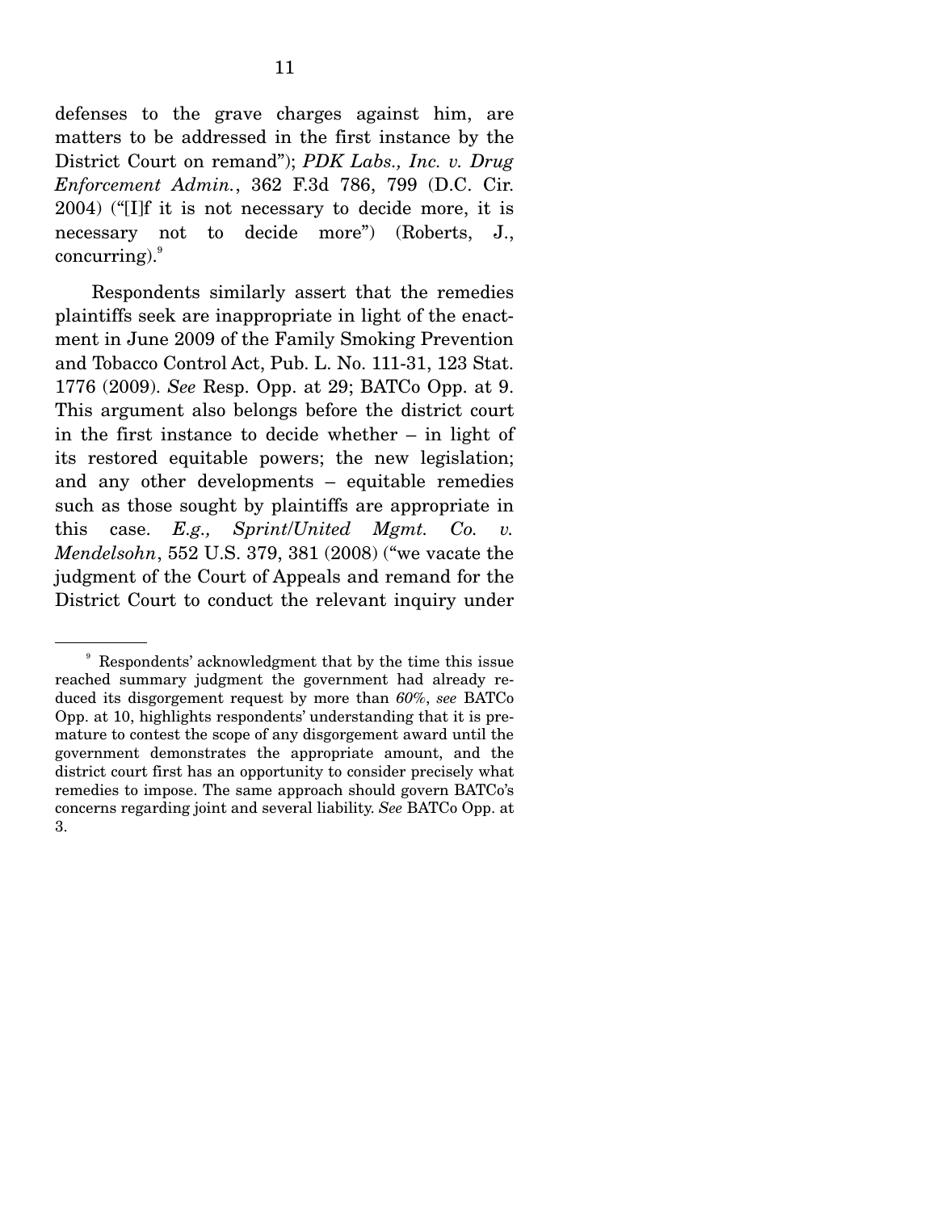defenses to the grave charges against him, are matters to be addressed in the first instance by the District Court on remand"); *PDK Labs., Inc. v. Drug Enforcement Admin.*, 362 F.3d 786, 799 (D.C. Cir. 2004) ("[I]f it is not necessary to decide more, it is necessary not to decide more") (Roberts, J., concurring).[9]

Respondents similarly assert that the remedies plaintiffs seek are inappropriate in light of the enactment in June 2009 of the Family Smoking Prevention and Tobacco Control Act, Pub. L. No. 111-31, 123 Stat. 1776 (2009). *See* Resp. Opp. at 29; BATCo Opp. at 9. This argument also belongs before the district court in the first instance to decide whether – in light of its restored equitable powers; the new legislation; and any other developments – equitable remedies such as those sought by plaintiffs are appropriate in this case. *E.g., Sprint/United Mgmt. Co. v. Mendelsohn*, 552 U.S. 379, 381 (2008) ("we vacate the judgment of the Court of Appeals and remand for the District Court to conduct the relevant inquiry under

---

[9] Respondents' acknowledgment that by the time this issue reached summary judgment the government had already reduced its disgorgement request by more than *60%*, *see* BATCo Opp. at 10, highlights respondents' understanding that it is premature to contest the scope of any disgorgement award until the government demonstrates the appropriate amount, and the district court first has an opportunity to consider precisely what remedies to impose. The same approach should govern BATCo's concerns regarding joint and several liability. *See* BATCo Opp. at 3.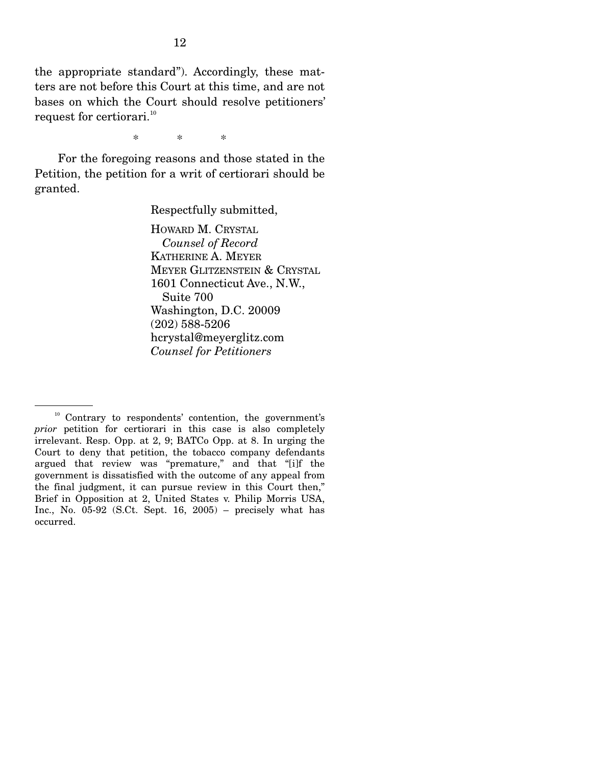the appropriate standard"). Accordingly, these matters are not before this Court at this time, and are not bases on which the Court should resolve petitioners' request for certiorari.[10]

\* \* \*

For the foregoing reasons and those stated in the Petition, the petition for a writ of certiorari should be granted.

Respectfully submitted,

HOWARD M. CRYSTAL
*Counsel of Record*
KATHERINE A. MEYER
MEYER GLITZENSTEIN & CRYSTAL
1601 Connecticut Ave., N.W.,
Suite 700
Washington, D.C. 20009
(202) 588-5206
hcrystal@meyerglitz.com
*Counsel for Petitioners*

---

[10] Contrary to respondents' contention, the government's *prior* petition for certiorari in this case is also completely irrelevant. Resp. Opp. at 2, 9; BATCo Opp. at 8. In urging the Court to deny that petition, the tobacco company defendants argued that review was "premature," and that "[i]f the government is dissatisfied with the outcome of any appeal from the final judgment, it can pursue review in this Court then," Brief in Opposition at 2, United States v. Philip Morris USA, Inc., No. 05-92 (S.Ct. Sept. 16, 2005) – precisely what has occurred.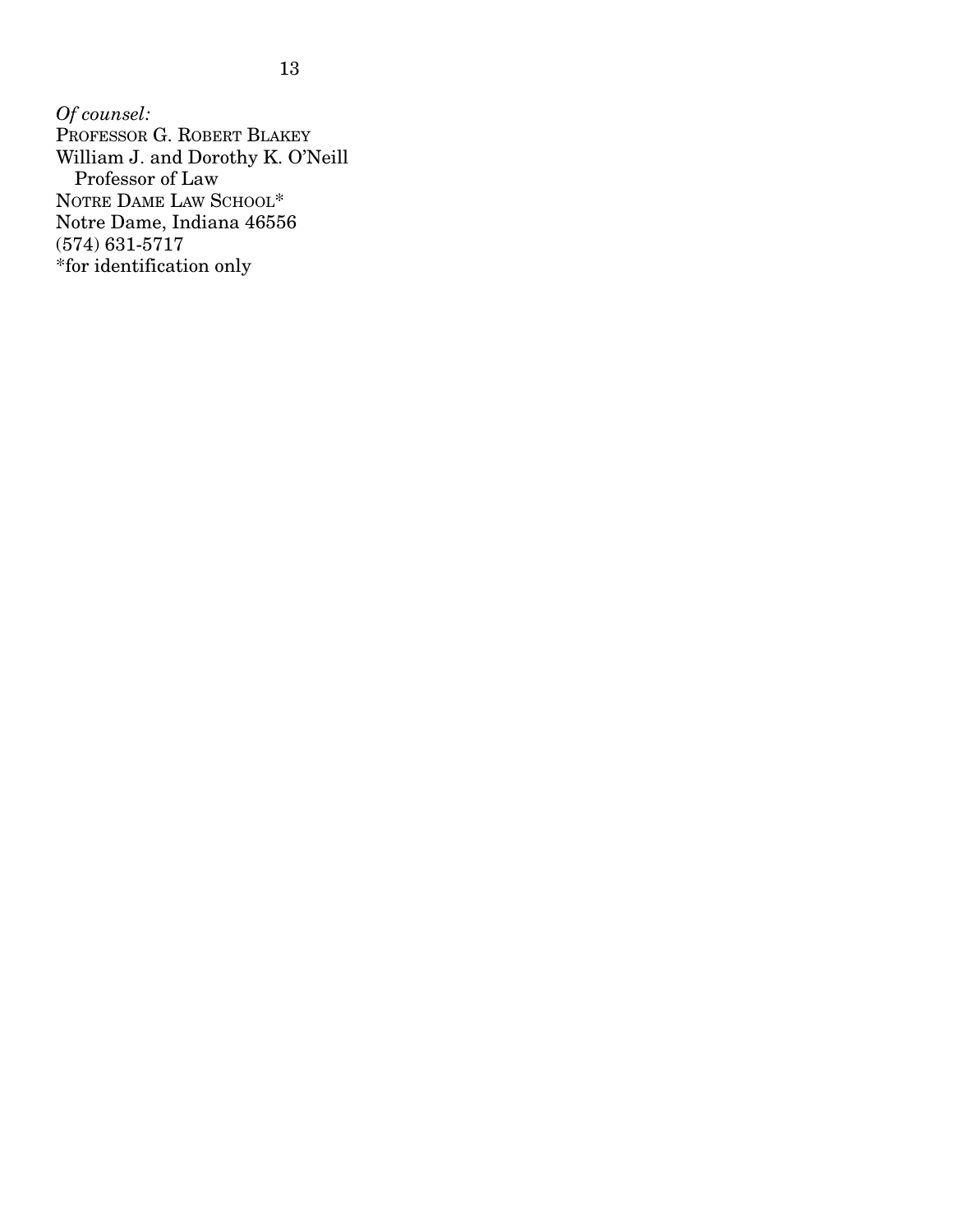*Of counsel:*
PROFESSOR G. ROBERT BLAKEY
William J. and Dorothy K. O'Neill
Professor of Law
NOTRE DAME LAW SCHOOL*
Notre Dame, Indiana 46556
(574) 631-5717
*for identification only